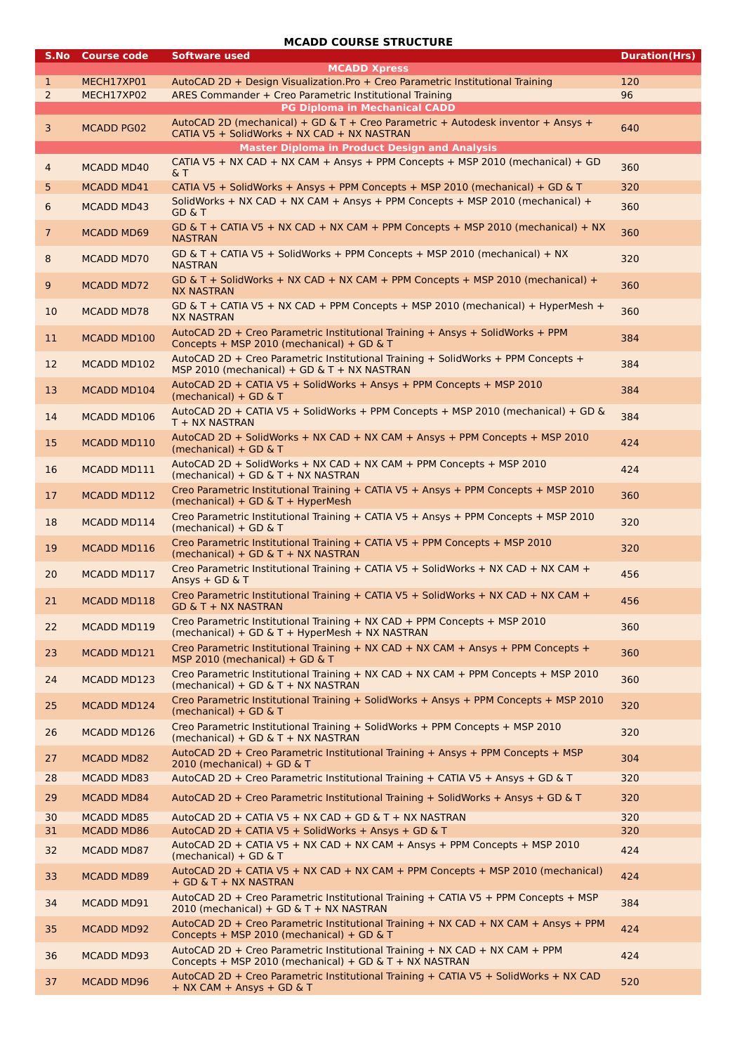# MCADD COURSE STRUCTURE

| S.No | Course code | Software used | Duration(Hrs) |
|---|---|---|---|
| | | **MCADD Xpress** | |
| 1 | MECH17XP01 | AutoCAD 2D + Design Visualization.Pro + Creo Parametric Institutional Training | 120 |
| 2 | MECH17XP02 | ARES Commander + Creo Parametric Institutional Training | 96 |
| | | **PG Diploma in Mechanical CADD** | |
| 3 | MCADD PG02 | AutoCAD 2D (mechanical) + GD & T + Creo Parametric + Autodesk inventor + Ansys + CATIA V5 + SolidWorks + NX CAD + NX NASTRAN | 640 |
| | | **Master Diploma in Product Design and Analysis** | |
| 4 | MCADD MD40 | CATIA V5 + NX CAD + NX CAM + Ansys + PPM Concepts + MSP 2010 (mechanical) + GD & T | 360 |
| 5 | MCADD MD41 | CATIA V5 + SolidWorks + Ansys + PPM Concepts + MSP 2010 (mechanical) + GD & T | 320 |
| 6 | MCADD MD43 | SolidWorks + NX CAD + NX CAM + Ansys + PPM Concepts + MSP 2010 (mechanical) + GD & T | 360 |
| 7 | MCADD MD69 | GD & T + CATIA V5 + NX CAD + NX CAM + PPM Concepts + MSP 2010 (mechanical) + NX NASTRAN | 360 |
| 8 | MCADD MD70 | GD & T + CATIA V5 + SolidWorks + PPM Concepts + MSP 2010 (mechanical) + NX NASTRAN | 320 |
| 9 | MCADD MD72 | GD & T + SolidWorks + NX CAD + NX CAM + PPM Concepts + MSP 2010 (mechanical) + NX NASTRAN | 360 |
| 10 | MCADD MD78 | GD & T + CATIA V5 + NX CAD + PPM Concepts + MSP 2010 (mechanical) + HyperMesh + NX NASTRAN | 360 |
| 11 | MCADD MD100 | AutoCAD 2D + Creo Parametric Institutional Training + Ansys + SolidWorks + PPM Concepts + MSP 2010 (mechanical) + GD & T | 384 |
| 12 | MCADD MD102 | AutoCAD 2D + Creo Parametric Institutional Training + SolidWorks + PPM Concepts + MSP 2010 (mechanical) + GD & T + NX NASTRAN | 384 |
| 13 | MCADD MD104 | AutoCAD 2D + CATIA V5 + SolidWorks + Ansys + PPM Concepts + MSP 2010 (mechanical) + GD & T | 384 |
| 14 | MCADD MD106 | AutoCAD 2D + CATIA V5 + SolidWorks + PPM Concepts + MSP 2010 (mechanical) + GD & T + NX NASTRAN | 384 |
| 15 | MCADD MD110 | AutoCAD 2D + SolidWorks + NX CAD + NX CAM + Ansys + PPM Concepts + MSP 2010 (mechanical) + GD & T | 424 |
| 16 | MCADD MD111 | AutoCAD 2D + SolidWorks + NX CAD + NX CAM + PPM Concepts + MSP 2010 (mechanical) + GD & T + NX NASTRAN | 424 |
| 17 | MCADD MD112 | Creo Parametric Institutional Training + CATIA V5 + Ansys + PPM Concepts + MSP 2010 (mechanical) + GD & T + HyperMesh | 360 |
| 18 | MCADD MD114 | Creo Parametric Institutional Training + CATIA V5 + Ansys + PPM Concepts + MSP 2010 (mechanical) + GD & T | 320 |
| 19 | MCADD MD116 | Creo Parametric Institutional Training + CATIA V5 + PPM Concepts + MSP 2010 (mechanical) + GD & T + NX NASTRAN | 320 |
| 20 | MCADD MD117 | Creo Parametric Institutional Training + CATIA V5 + SolidWorks + NX CAD + NX CAM + Ansys + GD & T | 456 |
| 21 | MCADD MD118 | Creo Parametric Institutional Training + CATIA V5 + SolidWorks + NX CAD + NX CAM + GD & T + NX NASTRAN | 456 |
| 22 | MCADD MD119 | Creo Parametric Institutional Training + NX CAD + PPM Concepts + MSP 2010 (mechanical) + GD & T + HyperMesh + NX NASTRAN | 360 |
| 23 | MCADD MD121 | Creo Parametric Institutional Training + NX CAD + NX CAM + Ansys + PPM Concepts + MSP 2010 (mechanical) + GD & T | 360 |
| 24 | MCADD MD123 | Creo Parametric Institutional Training + NX CAD + NX CAM + PPM Concepts + MSP 2010 (mechanical) + GD & T + NX NASTRAN | 360 |
| 25 | MCADD MD124 | Creo Parametric Institutional Training + SolidWorks + Ansys + PPM Concepts + MSP 2010 (mechanical) + GD & T | 320 |
| 26 | MCADD MD126 | Creo Parametric Institutional Training + SolidWorks + PPM Concepts + MSP 2010 (mechanical) + GD & T + NX NASTRAN | 320 |
| 27 | MCADD MD82 | AutoCAD 2D + Creo Parametric Institutional Training + Ansys + PPM Concepts + MSP 2010 (mechanical) + GD & T | 304 |
| 28 | MCADD MD83 | AutoCAD 2D + Creo Parametric Institutional Training + CATIA V5 + Ansys + GD & T | 320 |
| 29 | MCADD MD84 | AutoCAD 2D + Creo Parametric Institutional Training + SolidWorks + Ansys + GD & T | 320 |
| 30 | MCADD MD85 | AutoCAD 2D + CATIA V5 + NX CAD + GD & T + NX NASTRAN | 320 |
| 31 | MCADD MD86 | AutoCAD 2D + CATIA V5 + SolidWorks + Ansys + GD & T | 320 |
| 32 | MCADD MD87 | AutoCAD 2D + CATIA V5 + NX CAD + NX CAM + Ansys + PPM Concepts + MSP 2010 (mechanical) + GD & T | 424 |
| 33 | MCADD MD89 | AutoCAD 2D + CATIA V5 + NX CAD + NX CAM + PPM Concepts + MSP 2010 (mechanical) + GD & T + NX NASTRAN | 424 |
| 34 | MCADD MD91 | AutoCAD 2D + Creo Parametric Institutional Training + CATIA V5 + PPM Concepts + MSP 2010 (mechanical) + GD & T + NX NASTRAN | 384 |
| 35 | MCADD MD92 | AutoCAD 2D + Creo Parametric Institutional Training + NX CAD + NX CAM + Ansys + PPM Concepts + MSP 2010 (mechanical) + GD & T | 424 |
| 36 | MCADD MD93 | AutoCAD 2D + Creo Parametric Institutional Training + NX CAD + NX CAM + PPM Concepts + MSP 2010 (mechanical) + GD & T + NX NASTRAN | 424 |
| 37 | MCADD MD96 | AutoCAD 2D + Creo Parametric Institutional Training + CATIA V5 + SolidWorks + NX CAD + NX CAM + Ansys + GD & T | 520 |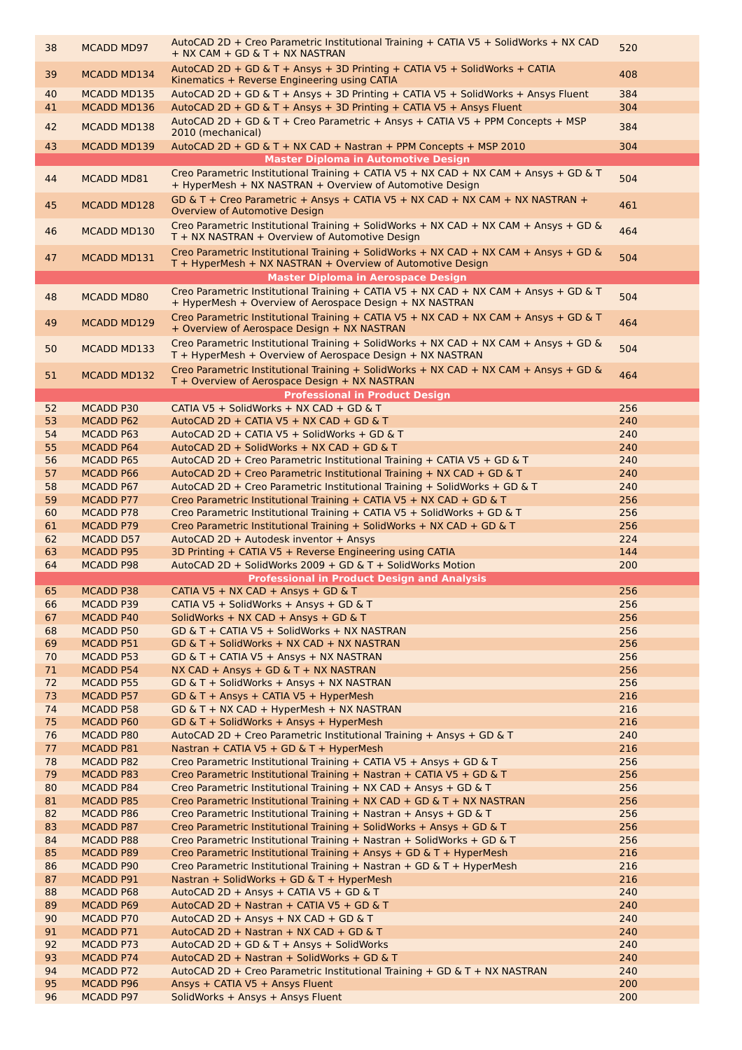| | | | |
|---|---|---|---|
| 38 | MCADD MD97 | AutoCAD 2D + Creo Parametric Institutional Training + CATIA V5 + SolidWorks + NX CAD + NX CAM + GD & T + NX NASTRAN | 520 |
| 39 | MCADD MD134 | AutoCAD 2D + GD & T + Ansys + 3D Printing + CATIA V5 + SolidWorks + CATIA Kinematics + Reverse Engineering using CATIA | 408 |
| 40 | MCADD MD135 | AutoCAD 2D + GD & T + Ansys + 3D Printing + CATIA V5 + SolidWorks + Ansys Fluent | 384 |
| 41 | MCADD MD136 | AutoCAD 2D + GD & T + Ansys + 3D Printing + CATIA V5 + Ansys Fluent | 304 |
| 42 | MCADD MD138 | AutoCAD 2D + GD & T + Creo Parametric + Ansys + CATIA V5 + PPM Concepts + MSP 2010 (mechanical) | 384 |
| 43 | MCADD MD139 | AutoCAD 2D + GD & T + NX CAD + Nastran + PPM Concepts + MSP 2010 | 304 |
| | | **Master Diploma in Automotive Design** | |
| 44 | MCADD MD81 | Creo Parametric Institutional Training + CATIA V5 + NX CAD + NX CAM + Ansys + GD & T + HyperMesh + NX NASTRAN + Overview of Automotive Design | 504 |
| 45 | MCADD MD128 | GD & T + Creo Parametric + Ansys + CATIA V5 + NX CAD + NX CAM + NX NASTRAN + Overview of Automotive Design | 461 |
| 46 | MCADD MD130 | Creo Parametric Institutional Training + SolidWorks + NX CAD + NX CAM + Ansys + GD & T + NX NASTRAN + Overview of Automotive Design | 464 |
| 47 | MCADD MD131 | Creo Parametric Institutional Training + SolidWorks + NX CAD + NX CAM + Ansys + GD & T + HyperMesh + NX NASTRAN + Overview of Automotive Design | 504 |
| | | **Master Diploma in Aerospace Design** | |
| 48 | MCADD MD80 | Creo Parametric Institutional Training + CATIA V5 + NX CAD + NX CAM + Ansys + GD & T + HyperMesh + Overview of Aerospace Design + NX NASTRAN | 504 |
| 49 | MCADD MD129 | Creo Parametric Institutional Training + CATIA V5 + NX CAD + NX CAM + Ansys + GD & T + Overview of Aerospace Design + NX NASTRAN | 464 |
| 50 | MCADD MD133 | Creo Parametric Institutional Training + SolidWorks + NX CAD + NX CAM + Ansys + GD & T + HyperMesh + Overview of Aerospace Design + NX NASTRAN | 504 |
| 51 | MCADD MD132 | Creo Parametric Institutional Training + SolidWorks + NX CAD + NX CAM + Ansys + GD & T + Overview of Aerospace Design + NX NASTRAN | 464 |
| | | **Professional in Product Design** | |
| 52 | MCADD P30 | CATIA V5 + SolidWorks + NX CAD + GD & T | 256 |
| 53 | MCADD P62 | AutoCAD 2D + CATIA V5 + NX CAD + GD & T | 240 |
| 54 | MCADD P63 | AutoCAD 2D + CATIA V5 + SolidWorks + GD & T | 240 |
| 55 | MCADD P64 | AutoCAD 2D + SolidWorks + NX CAD + GD & T | 240 |
| 56 | MCADD P65 | AutoCAD 2D + Creo Parametric Institutional Training + CATIA V5 + GD & T | 240 |
| 57 | MCADD P66 | AutoCAD 2D + Creo Parametric Institutional Training + NX CAD + GD & T | 240 |
| 58 | MCADD P67 | AutoCAD 2D + Creo Parametric Institutional Training + SolidWorks + GD & T | 240 |
| 59 | MCADD P77 | Creo Parametric Institutional Training + CATIA V5 + NX CAD + GD & T | 256 |
| 60 | MCADD P78 | Creo Parametric Institutional Training + CATIA V5 + SolidWorks + GD & T | 256 |
| 61 | MCADD P79 | Creo Parametric Institutional Training + SolidWorks + NX CAD + GD & T | 256 |
| 62 | MCADD D57 | AutoCAD 2D + Autodesk inventor + Ansys | 224 |
| 63 | MCADD P95 | 3D Printing + CATIA V5 + Reverse Engineering using CATIA | 144 |
| 64 | MCADD P98 | AutoCAD 2D + SolidWorks 2009 + GD & T + SolidWorks Motion | 200 |
| | | **Professional in Product Design and Analysis** | |
| 65 | MCADD P38 | CATIA V5 + NX CAD + Ansys + GD & T | 256 |
| 66 | MCADD P39 | CATIA V5 + SolidWorks + Ansys + GD & T | 256 |
| 67 | MCADD P40 | SolidWorks + NX CAD + Ansys + GD & T | 256 |
| 68 | MCADD P50 | GD & T + CATIA V5 + SolidWorks + NX NASTRAN | 256 |
| 69 | MCADD P51 | GD & T + SolidWorks + NX CAD + NX NASTRAN | 256 |
| 70 | MCADD P53 | GD & T + CATIA V5 + Ansys + NX NASTRAN | 256 |
| 71 | MCADD P54 | NX CAD + Ansys + GD & T + NX NASTRAN | 256 |
| 72 | MCADD P55 | GD & T + SolidWorks + Ansys + NX NASTRAN | 256 |
| 73 | MCADD P57 | GD & T + Ansys + CATIA V5 + HyperMesh | 216 |
| 74 | MCADD P58 | GD & T + NX CAD + HyperMesh + NX NASTRAN | 216 |
| 75 | MCADD P60 | GD & T + SolidWorks + Ansys + HyperMesh | 216 |
| 76 | MCADD P80 | AutoCAD 2D + Creo Parametric Institutional Training + Ansys + GD & T | 240 |
| 77 | MCADD P81 | Nastran + CATIA V5 + GD & T + HyperMesh | 216 |
| 78 | MCADD P82 | Creo Parametric Institutional Training + CATIA V5 + Ansys + GD & T | 256 |
| 79 | MCADD P83 | Creo Parametric Institutional Training + Nastran + CATIA V5 + GD & T | 256 |
| 80 | MCADD P84 | Creo Parametric Institutional Training + NX CAD + Ansys + GD & T | 256 |
| 81 | MCADD P85 | Creo Parametric Institutional Training + NX CAD + GD & T + NX NASTRAN | 256 |
| 82 | MCADD P86 | Creo Parametric Institutional Training + Nastran + Ansys + GD & T | 256 |
| 83 | MCADD P87 | Creo Parametric Institutional Training + SolidWorks + Ansys + GD & T | 256 |
| 84 | MCADD P88 | Creo Parametric Institutional Training + Nastran + SolidWorks + GD & T | 256 |
| 85 | MCADD P89 | Creo Parametric Institutional Training + Ansys + GD & T + HyperMesh | 216 |
| 86 | MCADD P90 | Creo Parametric Institutional Training + Nastran + GD & T + HyperMesh | 216 |
| 87 | MCADD P91 | Nastran + SolidWorks + GD & T + HyperMesh | 216 |
| 88 | MCADD P68 | AutoCAD 2D + Ansys + CATIA V5 + GD & T | 240 |
| 89 | MCADD P69 | AutoCAD 2D + Nastran + CATIA V5 + GD & T | 240 |
| 90 | MCADD P70 | AutoCAD 2D + Ansys + NX CAD + GD & T | 240 |
| 91 | MCADD P71 | AutoCAD 2D + Nastran + NX CAD + GD & T | 240 |
| 92 | MCADD P73 | AutoCAD 2D + GD & T + Ansys + SolidWorks | 240 |
| 93 | MCADD P74 | AutoCAD 2D + Nastran + SolidWorks + GD & T | 240 |
| 94 | MCADD P72 | AutoCAD 2D + Creo Parametric Institutional Training + GD & T + NX NASTRAN | 240 |
| 95 | MCADD P96 | Ansys + CATIA V5 + Ansys Fluent | 200 |
| 96 | MCADD P97 | SolidWorks + Ansys + Ansys Fluent | 200 |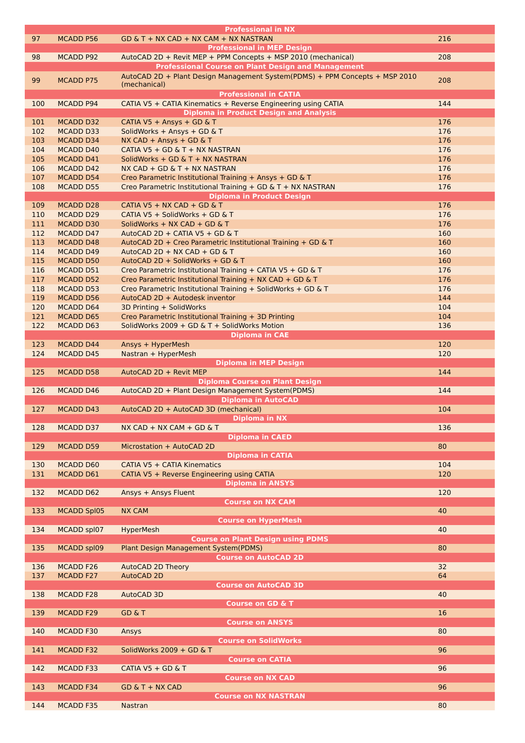| | | | |
|---|---|---|---|
| | | **Professional in NX** | |
| 97 | MCADD P56 | GD & T + NX CAD + NX CAM + NX NASTRAN | 216 |
| | | **Professional in MEP Design** | |
| 98 | MCADD P92 | AutoCAD 2D + Revit MEP + PPM Concepts + MSP 2010 (mechanical) | 208 |
| | | **Professional Course on Plant Design and Management** | |
| 99 | MCADD P75 | AutoCAD 2D + Plant Design Management System(PDMS) + PPM Concepts + MSP 2010 (mechanical) | 208 |
| | | **Professional in CATIA** | |
| 100 | MCADD P94 | CATIA V5 + CATIA Kinematics + Reverse Engineering using CATIA | 144 |
| | | **Diploma in Product Design and Analysis** | |
| 101 | MCADD D32 | CATIA V5 + Ansys + GD & T | 176 |
| 102 | MCADD D33 | SolidWorks + Ansys + GD & T | 176 |
| 103 | MCADD D34 | NX CAD + Ansys + GD & T | 176 |
| 104 | MCADD D40 | CATIA V5 + GD & T + NX NASTRAN | 176 |
| 105 | MCADD D41 | SolidWorks + GD & T + NX NASTRAN | 176 |
| 106 | MCADD D42 | NX CAD + GD & T + NX NASTRAN | 176 |
| 107 | MCADD D54 | Creo Parametric Institutional Training + Ansys + GD & T | 176 |
| 108 | MCADD D55 | Creo Parametric Institutional Training + GD & T + NX NASTRAN | 176 |
| | | **Diploma in Product Design** | |
| 109 | MCADD D28 | CATIA V5 + NX CAD + GD & T | 176 |
| 110 | MCADD D29 | CATIA V5 + SolidWorks + GD & T | 176 |
| 111 | MCADD D30 | SolidWorks + NX CAD + GD & T | 176 |
| 112 | MCADD D47 | AutoCAD 2D + CATIA V5 + GD & T | 160 |
| 113 | MCADD D48 | AutoCAD 2D + Creo Parametric Institutional Training + GD & T | 160 |
| 114 | MCADD D49 | AutoCAD 2D + NX CAD + GD & T | 160 |
| 115 | MCADD D50 | AutoCAD 2D + SolidWorks + GD & T | 160 |
| 116 | MCADD D51 | Creo Parametric Institutional Training + CATIA V5 + GD & T | 176 |
| 117 | MCADD D52 | Creo Parametric Institutional Training + NX CAD + GD & T | 176 |
| 118 | MCADD D53 | Creo Parametric Institutional Training + SolidWorks + GD & T | 176 |
| 119 | MCADD D56 | AutoCAD 2D + Autodesk inventor | 144 |
| 120 | MCADD D64 | 3D Printing + SolidWorks | 104 |
| 121 | MCADD D65 | Creo Parametric Institutional Training + 3D Printing | 104 |
| 122 | MCADD D63 | SolidWorks 2009 + GD & T + SolidWorks Motion | 136 |
| | | **Diploma in CAE** | |
| 123 | MCADD D44 | Ansys + HyperMesh | 120 |
| 124 | MCADD D45 | Nastran + HyperMesh | 120 |
| | | **Diploma in MEP Design** | |
| 125 | MCADD D58 | AutoCAD 2D + Revit MEP | 144 |
| | | **Diploma Course on Plant Design** | |
| 126 | MCADD D46 | AutoCAD 2D + Plant Design Management System(PDMS) | 144 |
| | | **Diploma in AutoCAD** | |
| 127 | MCADD D43 | AutoCAD 2D + AutoCAD 3D (mechanical) | 104 |
| | | **Diploma in NX** | |
| 128 | MCADD D37 | NX CAD + NX CAM + GD & T | 136 |
| | | **Diploma in CAED** | |
| 129 | MCADD D59 | Microstation + AutoCAD 2D | 80 |
| | | **Diploma in CATIA** | |
| 130 | MCADD D60 | CATIA V5 + CATIA Kinematics | 104 |
| 131 | MCADD D61 | CATIA V5 + Reverse Engineering using CATIA | 120 |
| | | **Diploma in ANSYS** | |
| 132 | MCADD D62 | Ansys + Ansys Fluent | 120 |
| | | **Course on NX CAM** | |
| 133 | MCADD Spl05 | NX CAM | 40 |
| | | **Course on HyperMesh** | |
| 134 | MCADD spl07 | HyperMesh | 40 |
| | | **Course on Plant Design using PDMS** | |
| 135 | MCADD spl09 | Plant Design Management System(PDMS) | 80 |
| | | **Course on AutoCAD 2D** | |
| 136 | MCADD F26 | AutoCAD 2D Theory | 32 |
| 137 | MCADD F27 | AutoCAD 2D | 64 |
| | | **Course on AutoCAD 3D** | |
| 138 | MCADD F28 | AutoCAD 3D | 40 |
| | | **Course on GD & T** | |
| 139 | MCADD F29 | GD & T | 16 |
| | | **Course on ANSYS** | |
| 140 | MCADD F30 | Ansys | 80 |
| | | **Course on SolidWorks** | |
| 141 | MCADD F32 | SolidWorks 2009 + GD & T | 96 |
| | | **Course on CATIA** | |
| 142 | MCADD F33 | CATIA V5 + GD & T | 96 |
| | | **Course on NX CAD** | |
| 143 | MCADD F34 | GD & T + NX CAD | 96 |
| | | **Course on NX NASTRAN** | |
| 144 | MCADD F35 | Nastran | 80 |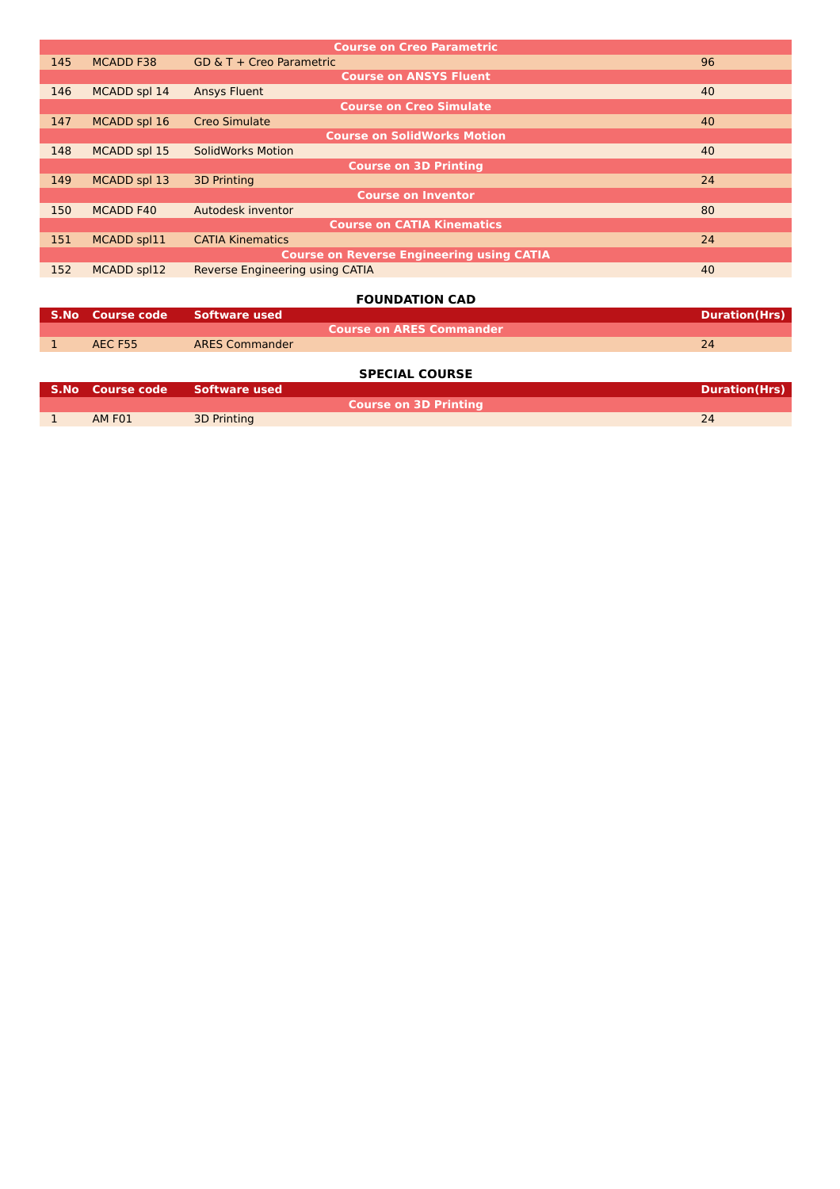| | | | |
|---|---|---|---|
| | | **Course on Creo Parametric** | |
| 145 | MCADD F38 | GD & T + Creo Parametric | 96 |
| | | **Course on ANSYS Fluent** | |
| 146 | MCADD spl 14 | Ansys Fluent | 40 |
| | | **Course on Creo Simulate** | |
| 147 | MCADD spl 16 | Creo Simulate | 40 |
| | | **Course on SolidWorks Motion** | |
| 148 | MCADD spl 15 | SolidWorks Motion | 40 |
| | | **Course on 3D Printing** | |
| 149 | MCADD spl 13 | 3D Printing | 24 |
| | | **Course on Inventor** | |
| 150 | MCADD F40 | Autodesk inventor | 80 |
| | | **Course on CATIA Kinematics** | |
| 151 | MCADD spl11 | CATIA Kinematics | 24 |
| | | **Course on Reverse Engineering using CATIA** | |
| 152 | MCADD spl12 | Reverse Engineering using CATIA | 40 |

## FOUNDATION CAD

| S.No | Course code | Software used | Duration(Hrs) |
|---|---|---|---|
| | | **Course on ARES Commander** | |
| 1 | AEC F55 | ARES Commander | 24 |

## SPECIAL COURSE

| S.No | Course code | Software used | Duration(Hrs) |
|---|---|---|---|
| | | **Course on 3D Printing** | |
| 1 | AM F01 | 3D Printing | 24 |